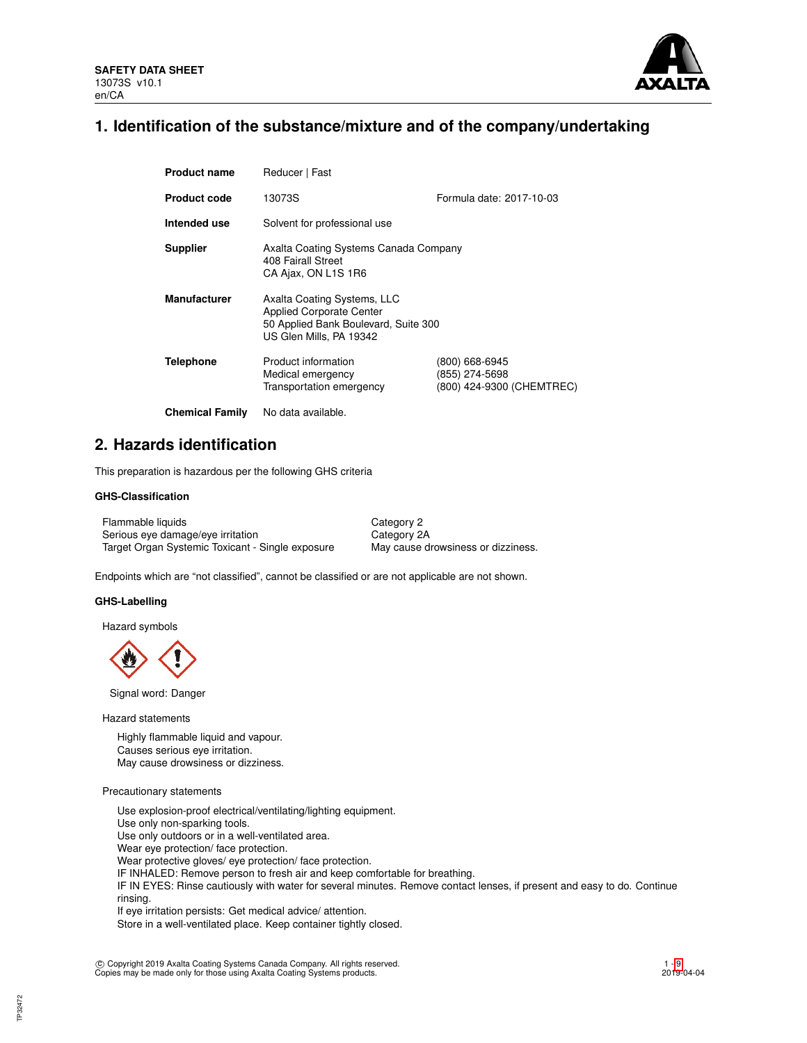**SAFETY DATA SHEET**
13073S v10.1
en/CA

# 1. Identification of the substance/mixture and of the company/undertaking

| | | |
|---|---|---|
| **Product name** | Reducer \| Fast | |
| **Product code** | 13073S | Formula date: 2017-10-03 |
| **Intended use** | Solvent for professional use | |
| **Supplier** | Axalta Coating Systems Canada Company<br>408 Fairall Street<br>CA Ajax, ON L1S 1R6 | |
| **Manufacturer** | Axalta Coating Systems, LLC<br>Applied Corporate Center<br>50 Applied Bank Boulevard, Suite 300<br>US Glen Mills, PA 19342 | |
| **Telephone** | Product information<br>Medical emergency<br>Transportation emergency | (800) 668-6945<br>(855) 274-5698<br>(800) 424-9300 (CHEMTREC) |
| **Chemical Family** | No data available. | |

# 2. Hazards identification

This preparation is hazardous per the following GHS criteria

### GHS-Classification

| | |
|---|---|
| Flammable liquids | Category 2 |
| Serious eye damage/eye irritation | Category 2A |
| Target Organ Systemic Toxicant - Single exposure | May cause drowsiness or dizziness. |

Endpoints which are "not classified", cannot be classified or are not applicable are not shown.

### GHS-Labelling

Hazard symbols

Signal word: Danger

Hazard statements

Highly flammable liquid and vapour.
Causes serious eye irritation.
May cause drowsiness or dizziness.

Precautionary statements

Use explosion-proof electrical/ventilating/lighting equipment.
Use only non-sparking tools.
Use only outdoors or in a well-ventilated area.
Wear eye protection/ face protection.
Wear protective gloves/ eye protection/ face protection.
IF INHALED: Remove person to fresh air and keep comfortable for breathing.
IF IN EYES: Rinse cautiously with water for several minutes. Remove contact lenses, if present and easy to do. Continue rinsing.
If eye irritation persists: Get medical advice/ attention.
Store in a well-ventilated place. Keep container tightly closed.

© Copyright 2019 Axalta Coating Systems Canada Company. All rights reserved.
Copies may be made only for those using Axalta Coating Systems products.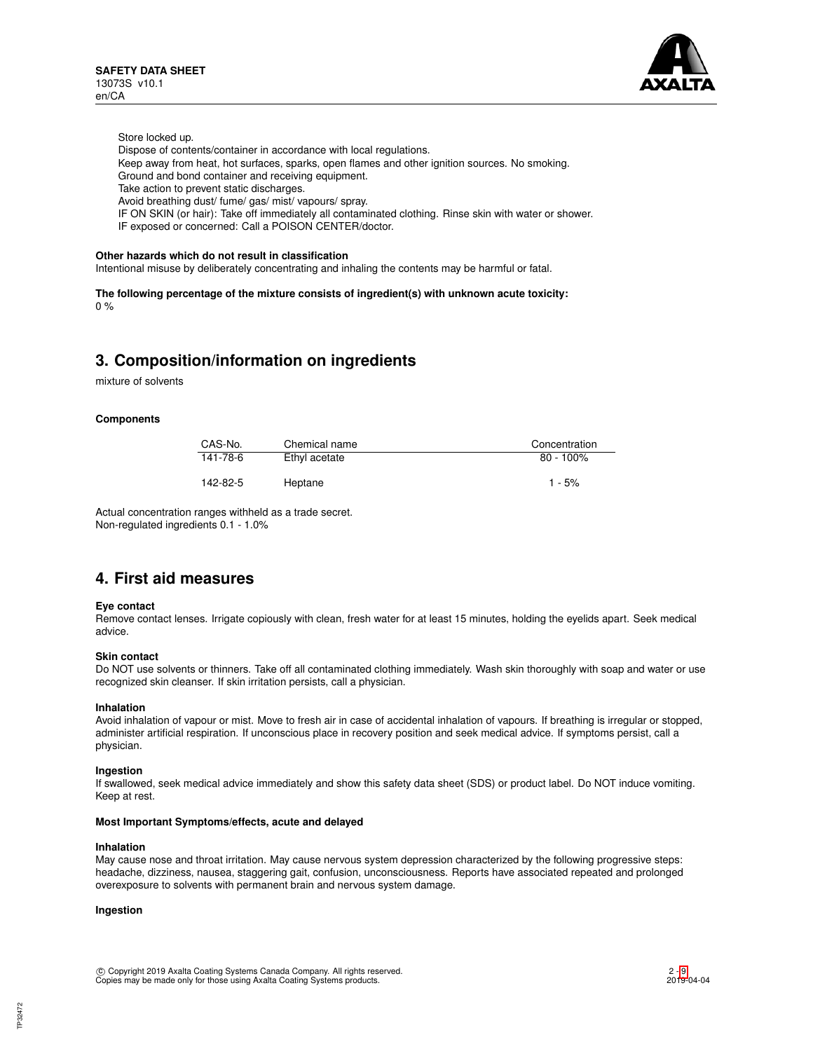Store locked up.
Dispose of contents/container in accordance with local regulations.
Keep away from heat, hot surfaces, sparks, open flames and other ignition sources. No smoking.
Ground and bond container and receiving equipment.
Take action to prevent static discharges.
Avoid breathing dust/ fume/ gas/ mist/ vapours/ spray.
IF ON SKIN (or hair): Take off immediately all contaminated clothing. Rinse skin with water or shower.
IF exposed or concerned: Call a POISON CENTER/doctor.

**Other hazards which do not result in classification**

Intentional misuse by deliberately concentrating and inhaling the contents may be harmful or fatal.

**The following percentage of the mixture consists of ingredient(s) with unknown acute toxicity:**

0 %

# 3. Composition/information on ingredients

mixture of solvents

**Components**

| CAS-No. | Chemical name | Concentration |
|---|---|---|
| 141-78-6 | Ethyl acetate | 80 - 100% |
| 142-82-5 | Heptane | 1 - 5% |

Actual concentration ranges withheld as a trade secret.
Non-regulated ingredients 0.1 - 1.0%

# 4. First aid measures

**Eye contact**

Remove contact lenses. Irrigate copiously with clean, fresh water for at least 15 minutes, holding the eyelids apart. Seek medical advice.

**Skin contact**

Do NOT use solvents or thinners. Take off all contaminated clothing immediately. Wash skin thoroughly with soap and water or use recognized skin cleanser. If skin irritation persists, call a physician.

**Inhalation**

Avoid inhalation of vapour or mist. Move to fresh air in case of accidental inhalation of vapours. If breathing is irregular or stopped, administer artificial respiration. If unconscious place in recovery position and seek medical advice. If symptoms persist, call a physician.

**Ingestion**

If swallowed, seek medical advice immediately and show this safety data sheet (SDS) or product label. Do NOT induce vomiting. Keep at rest.

**Most Important Symptoms/effects, acute and delayed**

**Inhalation**

May cause nose and throat irritation. May cause nervous system depression characterized by the following progressive steps: headache, dizziness, nausea, staggering gait, confusion, unconsciousness. Reports have associated repeated and prolonged overexposure to solvents with permanent brain and nervous system damage.

**Ingestion**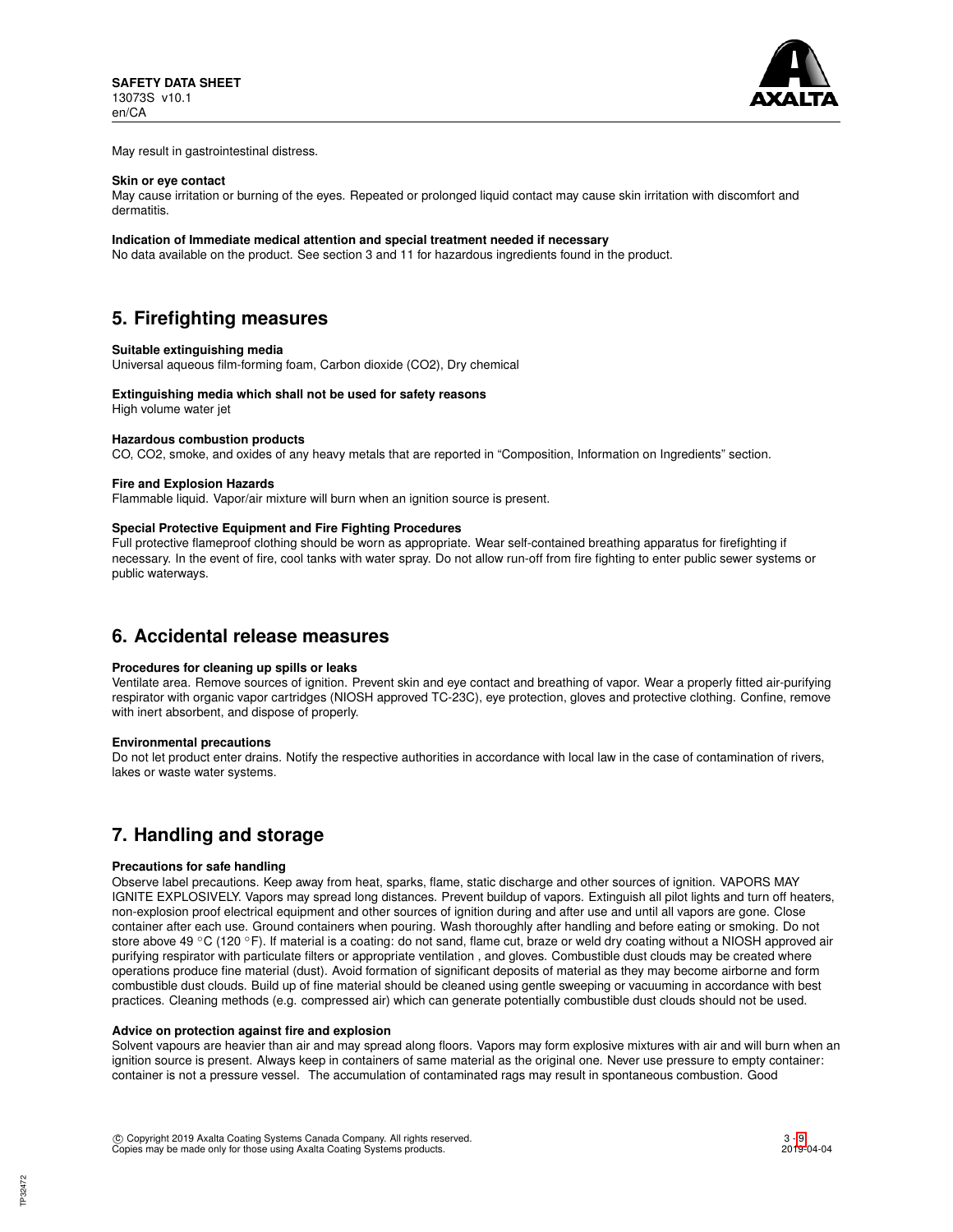May result in gastrointestinal distress.

**Skin or eye contact**
May cause irritation or burning of the eyes. Repeated or prolonged liquid contact may cause skin irritation with discomfort and dermatitis.

**Indication of Immediate medical attention and special treatment needed if necessary**
No data available on the product. See section 3 and 11 for hazardous ingredients found in the product.

## 5. Firefighting measures

**Suitable extinguishing media**
Universal aqueous film-forming foam, Carbon dioxide ($CO_2$), Dry chemical

**Extinguishing media which shall not be used for safety reasons**
High volume water jet

**Hazardous combustion products**
CO, $CO_2$, smoke, and oxides of any heavy metals that are reported in "Composition, Information on Ingredients" section.

**Fire and Explosion Hazards**
Flammable liquid. Vapor/air mixture will burn when an ignition source is present.

**Special Protective Equipment and Fire Fighting Procedures**
Full protective flameproof clothing should be worn as appropriate. Wear self-contained breathing apparatus for firefighting if necessary. In the event of fire, cool tanks with water spray. Do not allow run-off from fire fighting to enter public sewer systems or public waterways.

## 6. Accidental release measures

**Procedures for cleaning up spills or leaks**
Ventilate area. Remove sources of ignition. Prevent skin and eye contact and breathing of vapor. Wear a properly fitted air-purifying respirator with organic vapor cartridges (NIOSH approved TC-23C), eye protection, gloves and protective clothing. Confine, remove with inert absorbent, and dispose of properly.

**Environmental precautions**
Do not let product enter drains. Notify the respective authorities in accordance with local law in the case of contamination of rivers, lakes or waste water systems.

## 7. Handling and storage

**Precautions for safe handling**
Observe label precautions. Keep away from heat, sparks, flame, static discharge and other sources of ignition. VAPORS MAY IGNITE EXPLOSIVELY. Vapors may spread long distances. Prevent buildup of vapors. Extinguish all pilot lights and turn off heaters, non-explosion proof electrical equipment and other sources of ignition during and after use and until all vapors are gone. Close container after each use. Ground containers when pouring. Wash thoroughly after handling and before eating or smoking. Do not store above 49 °C (120 °F). If material is a coating: do not sand, flame cut, braze or weld dry coating without a NIOSH approved air purifying respirator with particulate filters or appropriate ventilation , and gloves. Combustible dust clouds may be created where operations produce fine material (dust). Avoid formation of significant deposits of material as they may become airborne and form combustible dust clouds. Build up of fine material should be cleaned using gentle sweeping or vacuuming in accordance with best practices. Cleaning methods (e.g. compressed air) which can generate potentially combustible dust clouds should not be used.

**Advice on protection against fire and explosion**
Solvent vapours are heavier than air and may spread along floors. Vapors may form explosive mixtures with air and will burn when an ignition source is present. Always keep in containers of same material as the original one. Never use pressure to empty container: container is not a pressure vessel. The accumulation of contaminated rags may result in spontaneous combustion. Good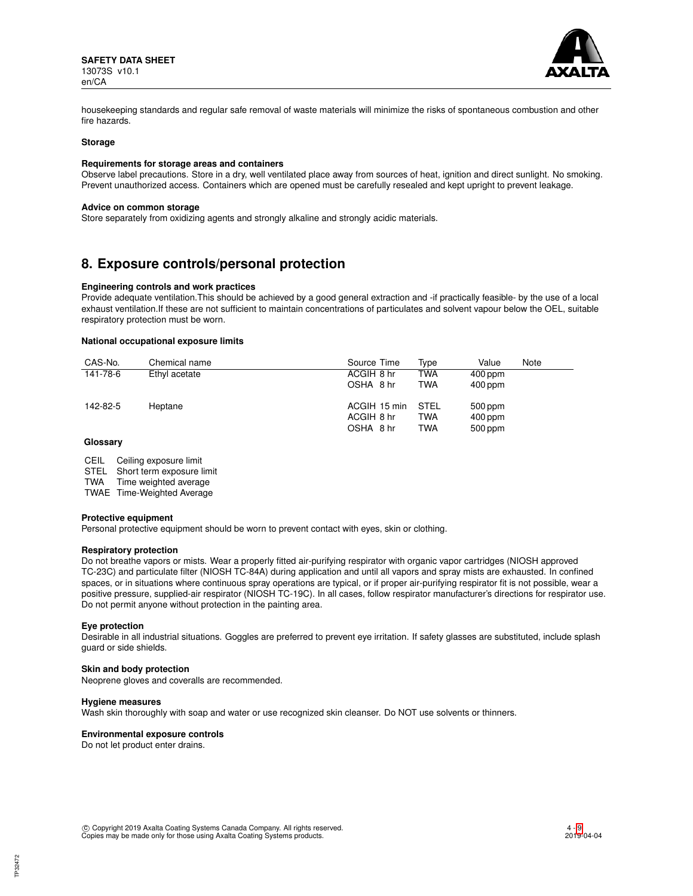housekeeping standards and regular safe removal of waste materials will minimize the risks of spontaneous combustion and other fire hazards.

**Storage**

**Requirements for storage areas and containers**
Observe label precautions. Store in a dry, well ventilated place away from sources of heat, ignition and direct sunlight. No smoking. Prevent unauthorized access. Containers which are opened must be carefully resealed and kept upright to prevent leakage.

**Advice on common storage**
Store separately from oxidizing agents and strongly alkaline and strongly acidic materials.

## 8. Exposure controls/personal protection

**Engineering controls and work practices**
Provide adequate ventilation.This should be achieved by a good general extraction and -if practically feasible- by the use of a local exhaust ventilation.If these are not sufficient to maintain concentrations of particulates and solvent vapour below the OEL, suitable respiratory protection must be worn.

**National occupational exposure limits**

| CAS-No. | Chemical name | Source | Time | Type | Value | Note |
|---|---|---|---|---|---|---|
| 141-78-6 | Ethyl acetate | ACGIH | 8 hr | TWA | 400 ppm | |
| | | OSHA | 8 hr | TWA | 400 ppm | |
| 142-82-5 | Heptane | ACGIH | 15 min | STEL | 500 ppm | |
| | | ACGIH | 8 hr | TWA | 400 ppm | |
| | | OSHA | 8 hr | TWA | 500 ppm | |

**Glossary**

| | |
|---|---|
| CEIL | Ceiling exposure limit |
| STEL | Short term exposure limit |
| TWA | Time weighted average |
| TWAE | Time-Weighted Average |

**Protective equipment**
Personal protective equipment should be worn to prevent contact with eyes, skin or clothing.

**Respiratory protection**
Do not breathe vapors or mists. Wear a properly fitted air-purifying respirator with organic vapor cartridges (NIOSH approved TC-23C) and particulate filter (NIOSH TC-84A) during application and until all vapors and spray mists are exhausted. In confined spaces, or in situations where continuous spray operations are typical, or if proper air-purifying respirator fit is not possible, wear a positive pressure, supplied-air respirator (NIOSH TC-19C). In all cases, follow respirator manufacturer's directions for respirator use. Do not permit anyone without protection in the painting area.

**Eye protection**
Desirable in all industrial situations. Goggles are preferred to prevent eye irritation. If safety glasses are substituted, include splash guard or side shields.

**Skin and body protection**
Neoprene gloves and coveralls are recommended.

**Hygiene measures**
Wash skin thoroughly with soap and water or use recognized skin cleanser. Do NOT use solvents or thinners.

**Environmental exposure controls**
Do not let product enter drains.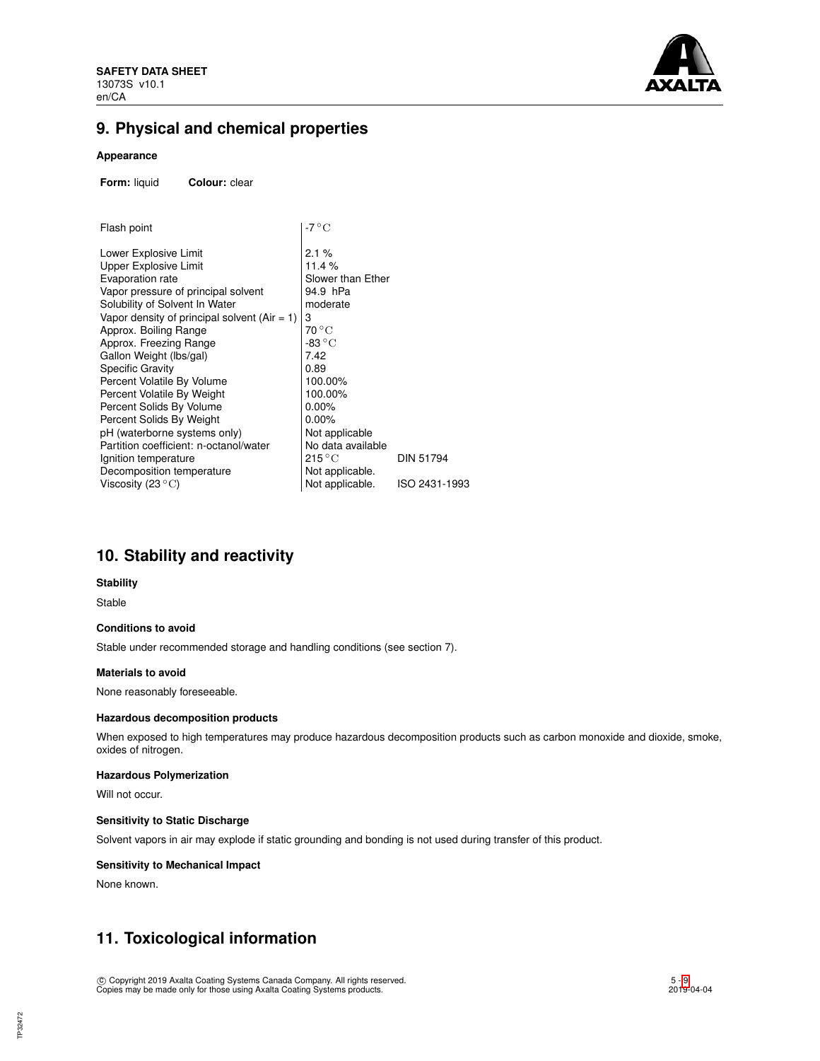## 9. Physical and chemical properties

**Appearance**

**Form:** liquid **Colour:** clear

| | | |
|---|---|---|
| Flash point | -7 °C | |
| Lower Explosive Limit | 2.1 % | |
| Upper Explosive Limit | 11.4 % | |
| Evaporation rate | Slower than Ether | |
| Vapor pressure of principal solvent | 94.9 hPa | |
| Solubility of Solvent In Water | moderate | |
| Vapor density of principal solvent (Air = 1) | 3 | |
| Approx. Boiling Range | 70 °C | |
| Approx. Freezing Range | -83 °C | |
| Gallon Weight (lbs/gal) | 7.42 | |
| Specific Gravity | 0.89 | |
| Percent Volatile By Volume | 100.00% | |
| Percent Volatile By Weight | 100.00% | |
| Percent Solids By Volume | 0.00% | |
| Percent Solids By Weight | 0.00% | |
| pH (waterborne systems only) | Not applicable | |
| Partition coefficient: n-octanol/water | No data available | |
| Ignition temperature | 215 °C | DIN 51794 |
| Decomposition temperature | Not applicable. | |
| Viscosity (23 °C) | Not applicable. | ISO 2431-1993 |

## 10. Stability and reactivity

**Stability**

Stable

**Conditions to avoid**

Stable under recommended storage and handling conditions (see section 7).

**Materials to avoid**

None reasonably foreseeable.

**Hazardous decomposition products**

When exposed to high temperatures may produce hazardous decomposition products such as carbon monoxide and dioxide, smoke, oxides of nitrogen.

**Hazardous Polymerization**

Will not occur.

**Sensitivity to Static Discharge**

Solvent vapors in air may explode if static grounding and bonding is not used during transfer of this product.

**Sensitivity to Mechanical Impact**

None known.

## 11. Toxicological information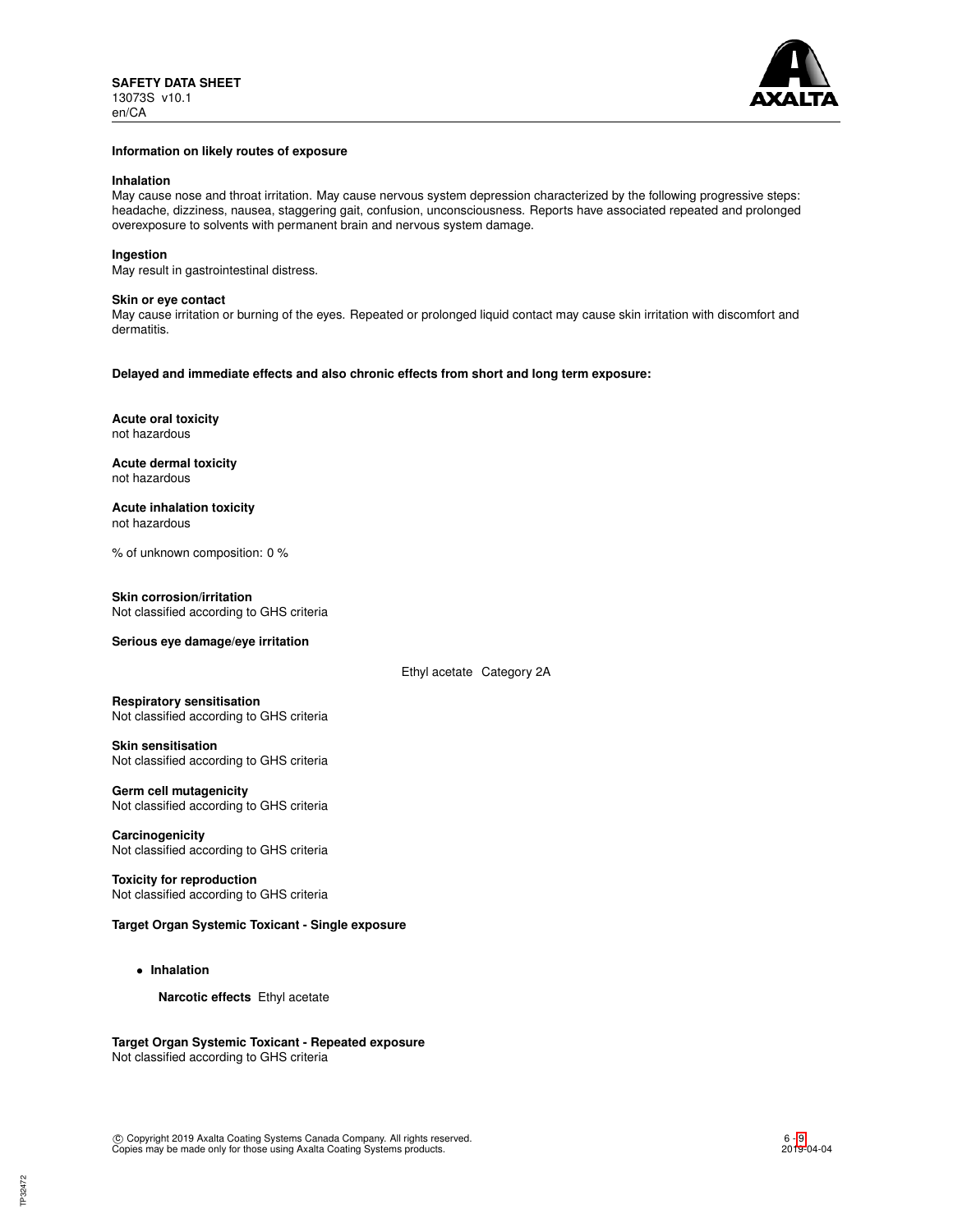**Information on likely routes of exposure**

**Inhalation**
May cause nose and throat irritation. May cause nervous system depression characterized by the following progressive steps: headache, dizziness, nausea, staggering gait, confusion, unconsciousness. Reports have associated repeated and prolonged overexposure to solvents with permanent brain and nervous system damage.

**Ingestion**
May result in gastrointestinal distress.

**Skin or eye contact**
May cause irritation or burning of the eyes. Repeated or prolonged liquid contact may cause skin irritation with discomfort and dermatitis.

**Delayed and immediate effects and also chronic effects from short and long term exposure:**

**Acute oral toxicity**
not hazardous

**Acute dermal toxicity**
not hazardous

**Acute inhalation toxicity**
not hazardous

% of unknown composition: 0 %

**Skin corrosion/irritation**
Not classified according to GHS criteria

**Serious eye damage/eye irritation**

Ethyl acetate Category 2A

**Respiratory sensitisation**
Not classified according to GHS criteria

**Skin sensitisation**
Not classified according to GHS criteria

**Germ cell mutagenicity**
Not classified according to GHS criteria

**Carcinogenicity**
Not classified according to GHS criteria

**Toxicity for reproduction**
Not classified according to GHS criteria

**Target Organ Systemic Toxicant - Single exposure**

- **Inhalation**

  **Narcotic effects** Ethyl acetate

**Target Organ Systemic Toxicant - Repeated exposure**
Not classified according to GHS criteria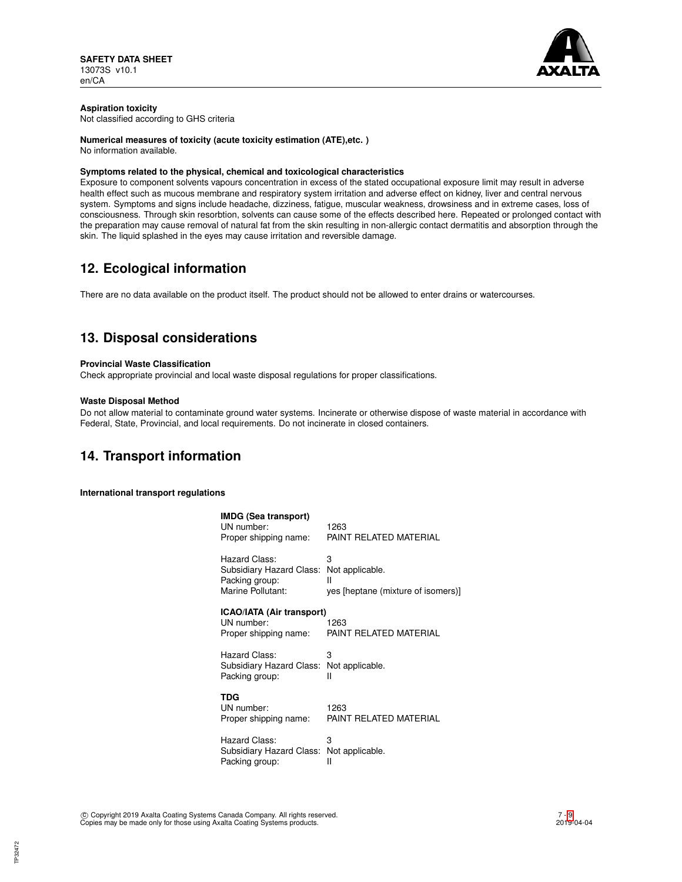**Aspiration toxicity**
Not classified according to GHS criteria

**Numerical measures of toxicity (acute toxicity estimation (ATE),etc. )**
No information available.

**Symptoms related to the physical, chemical and toxicological characteristics**
Exposure to component solvents vapours concentration in excess of the stated occupational exposure limit may result in adverse health effect such as mucous membrane and respiratory system irritation and adverse effect on kidney, liver and central nervous system. Symptoms and signs include headache, dizziness, fatigue, muscular weakness, drowsiness and in extreme cases, loss of consciousness. Through skin resorbtion, solvents can cause some of the effects described here. Repeated or prolonged contact with the preparation may cause removal of natural fat from the skin resulting in non-allergic contact dermatitis and absorption through the skin. The liquid splashed in the eyes may cause irritation and reversible damage.

## 12. Ecological information

There are no data available on the product itself. The product should not be allowed to enter drains or watercourses.

## 13. Disposal considerations

**Provincial Waste Classification**
Check appropriate provincial and local waste disposal regulations for proper classifications.

**Waste Disposal Method**
Do not allow material to contaminate ground water systems. Incinerate or otherwise dispose of waste material in accordance with Federal, State, Provincial, and local requirements. Do not incinerate in closed containers.

## 14. Transport information

**International transport regulations**

**IMDG (Sea transport)**

| | |
|---|---|
| UN number: | 1263 |
| Proper shipping name: | PAINT RELATED MATERIAL |
| Hazard Class: | 3 |
| Subsidiary Hazard Class: | Not applicable. |
| Packing group: | II |
| Marine Pollutant: | yes [heptane (mixture of isomers)] |

**ICAO/IATA (Air transport)**

| | |
|---|---|
| UN number: | 1263 |
| Proper shipping name: | PAINT RELATED MATERIAL |
| Hazard Class: | 3 |
| Subsidiary Hazard Class: | Not applicable. |
| Packing group: | II |

**TDG**

| | |
|---|---|
| UN number: | 1263 |
| Proper shipping name: | PAINT RELATED MATERIAL |
| Hazard Class: | 3 |
| Subsidiary Hazard Class: | Not applicable. |
| Packing group: | II |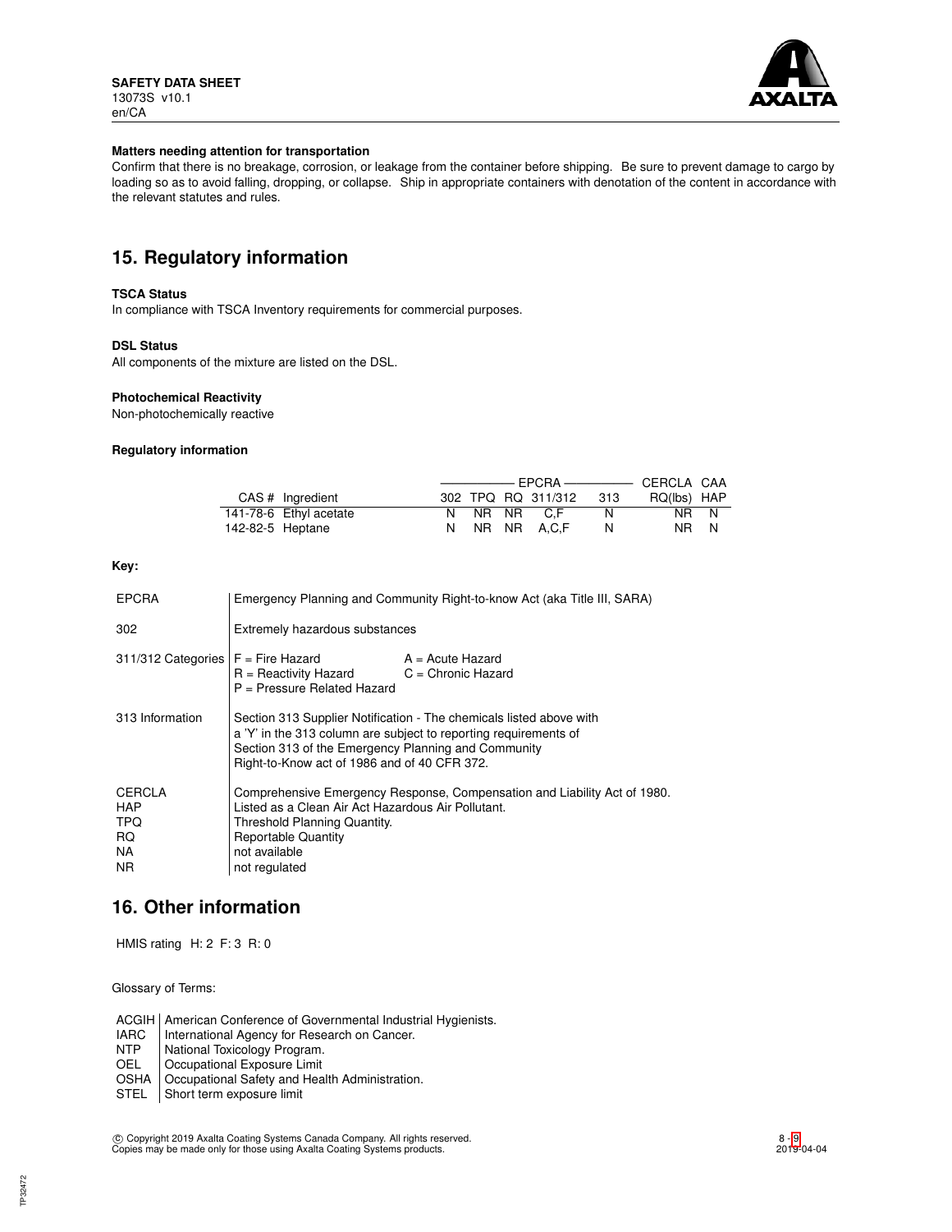**Matters needing attention for transportation**

Confirm that there is no breakage, corrosion, or leakage from the container before shipping. Be sure to prevent damage to cargo by loading so as to avoid falling, dropping, or collapse. Ship in appropriate containers with denotation of the content in accordance with the relevant statutes and rules.

## 15. Regulatory information

**TSCA Status**

In compliance with TSCA Inventory requirements for commercial purposes.

**DSL Status**

All components of the mixture are listed on the DSL.

**Photochemical Reactivity**

Non-photochemically reactive

**Regulatory information**

| | | EPCRA | | | | | CERCLA | CAA |
|---|---|---|---|---|---|---|---|---|
| CAS # | Ingredient | 302 | TPQ | RQ | 311/312 | 313 | RQ(lbs) | HAP |
| 141-78-6 | Ethyl acetate | N | NR | NR | C,F | N | NR | N |
| 142-82-5 | Heptane | N | NR | NR | A,C,F | N | NR | N |

**Key:**

| | |
|---|---|
| EPCRA | Emergency Planning and Community Right-to-know Act (aka Title III, SARA) |
| 302 | Extremely hazardous substances |
| 311/312 Categories | F = Fire Hazard; A = Acute Hazard; R = Reactivity Hazard; C = Chronic Hazard; P = Pressure Related Hazard |
| 313 Information | Section 313 Supplier Notification - The chemicals listed above with a 'Y' in the 313 column are subject to reporting requirements of Section 313 of the Emergency Planning and Community Right-to-Know act of 1986 and of 40 CFR 372. |
| CERCLA | Comprehensive Emergency Response, Compensation and Liability Act of 1980. |
| HAP | Listed as a Clean Air Act Hazardous Air Pollutant. |
| TPQ | Threshold Planning Quantity. |
| RQ | Reportable Quantity |
| NA | not available |
| NR | not regulated |

## 16. Other information

HMIS rating H: 2 F: 3 R: 0

Glossary of Terms:

| | |
|---|---|
| ACGIH | American Conference of Governmental Industrial Hygienists. |
| IARC | International Agency for Research on Cancer. |
| NTP | National Toxicology Program. |
| OEL | Occupational Exposure Limit |
| OSHA | Occupational Safety and Health Administration. |
| STEL | Short term exposure limit |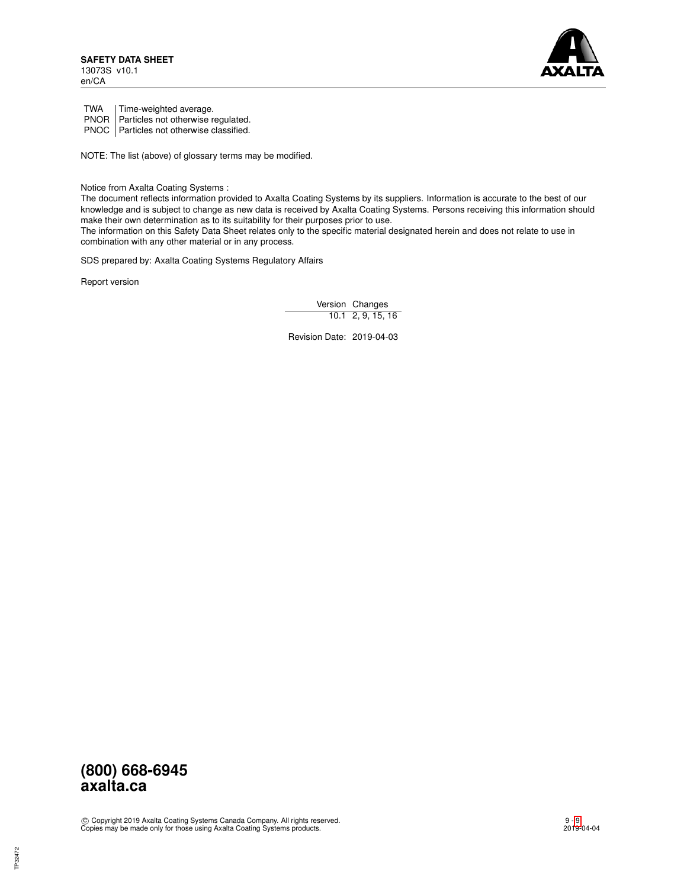| | |
|---|---|
| TWA | Time-weighted average. |
| PNOR | Particles not otherwise regulated. |
| PNOC | Particles not otherwise classified. |

NOTE: The list (above) of glossary terms may be modified.

Notice from Axalta Coating Systems :
The document reflects information provided to Axalta Coating Systems by its suppliers. Information is accurate to the best of our knowledge and is subject to change as new data is received by Axalta Coating Systems. Persons receiving this information should make their own determination as to its suitability for their purposes prior to use.
The information on this Safety Data Sheet relates only to the specific material designated herein and does not relate to use in combination with any other material or in any process.

SDS prepared by: Axalta Coating Systems Regulatory Affairs

Report version

| Version | Changes |
|---|---|
| 10.1 | 2, 9, 15, 16 |

Revision Date: 2019-04-03

**(800) 668-6945**
**axalta.ca**

© Copyright 2019 Axalta Coating Systems Canada Company. All rights reserved.
Copies may be made only for those using Axalta Coating Systems products.